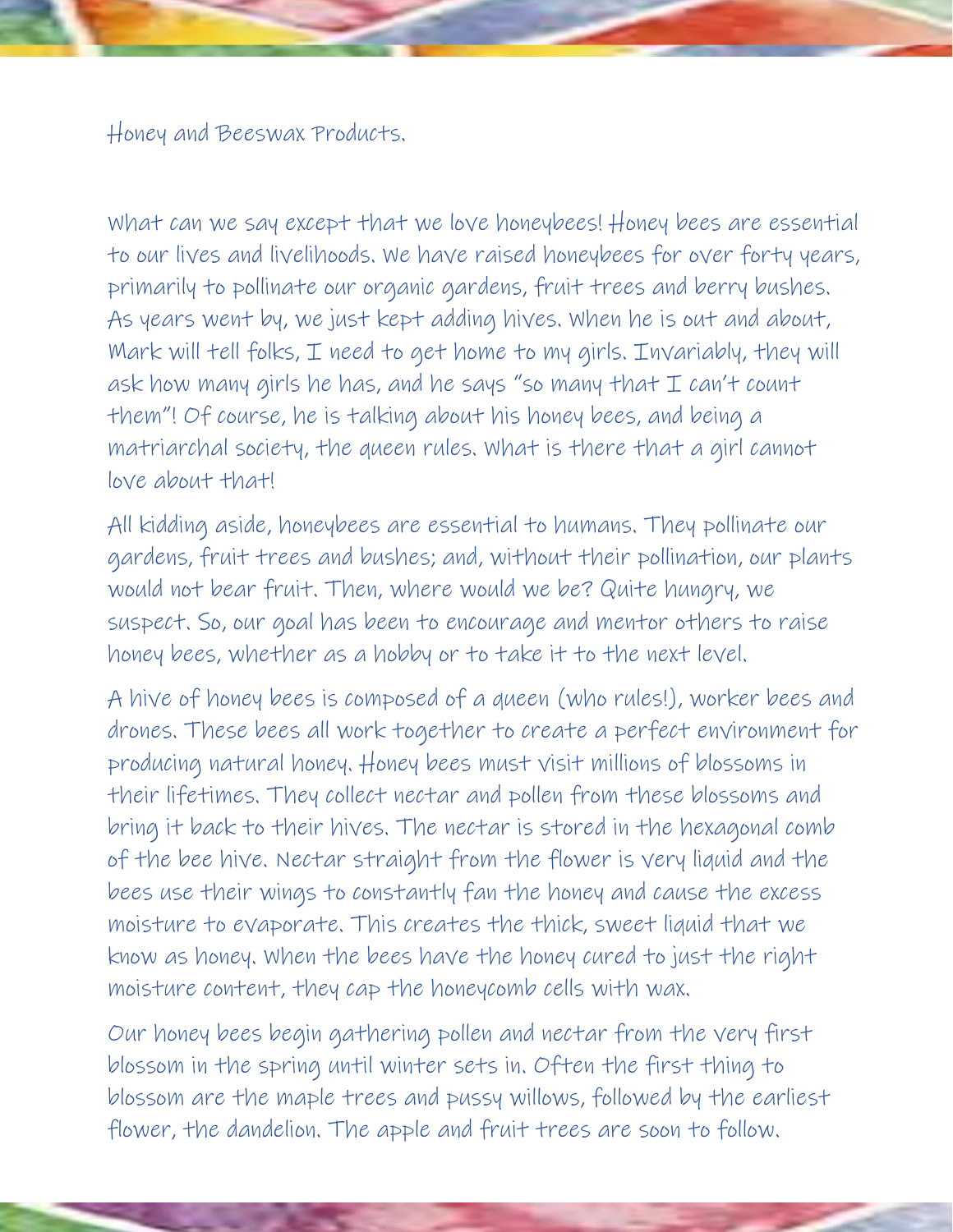# Honey and Beeswax Products.

What can we say except that we love honeybees! Honey bees are essential to our lives and livelihoods. We have raised honeybees for over forty years, primarily to pollinate our organic gardens, fruit trees and berry bushes. As years went by, we just kept adding hives. When he is out and about, Mark will tell folks, I need to get home to my girls. Invariably, they will ask how many girls he has, and he says "so many that I can't count them"! Of course, he is talking about his honey bees, and being a matriarchal society, the queen rules. What is there that a girl cannot love about that!

All kidding aside, honeybees are essential to humans. They pollinate our gardens, fruit trees and bushes; and, without their pollination, our plants would not bear fruit. Then, where would we be? Quite hungry, we suspect. So, our goal has been to encourage and mentor others to raise honey bees, whether as a hobby or to take it to the next level.

A hive of honey bees is composed of a queen (who rules!), worker bees and drones. These bees all work together to create a perfect environment for producing natural honey. Honey bees must visit millions of blossoms in their lifetimes. They collect nectar and pollen from these blossoms and bring it back to their hives. The nectar is stored in the hexagonal comb of the bee hive. Nectar straight from the flower is very liquid and the bees use their wings to constantly fan the honey and cause the excess moisture to evaporate. This creates the thick, sweet liquid that we know as honey. When the bees have the honey cured to just the right moisture content, they cap the honeycomb cells with wax.

Our honey bees begin gathering pollen and nectar from the very first blossom in the spring until winter sets in. Often the first thing to blossom are the maple trees and pussy willows, followed by the earliest flower, the dandelion. The apple and fruit trees are soon to follow.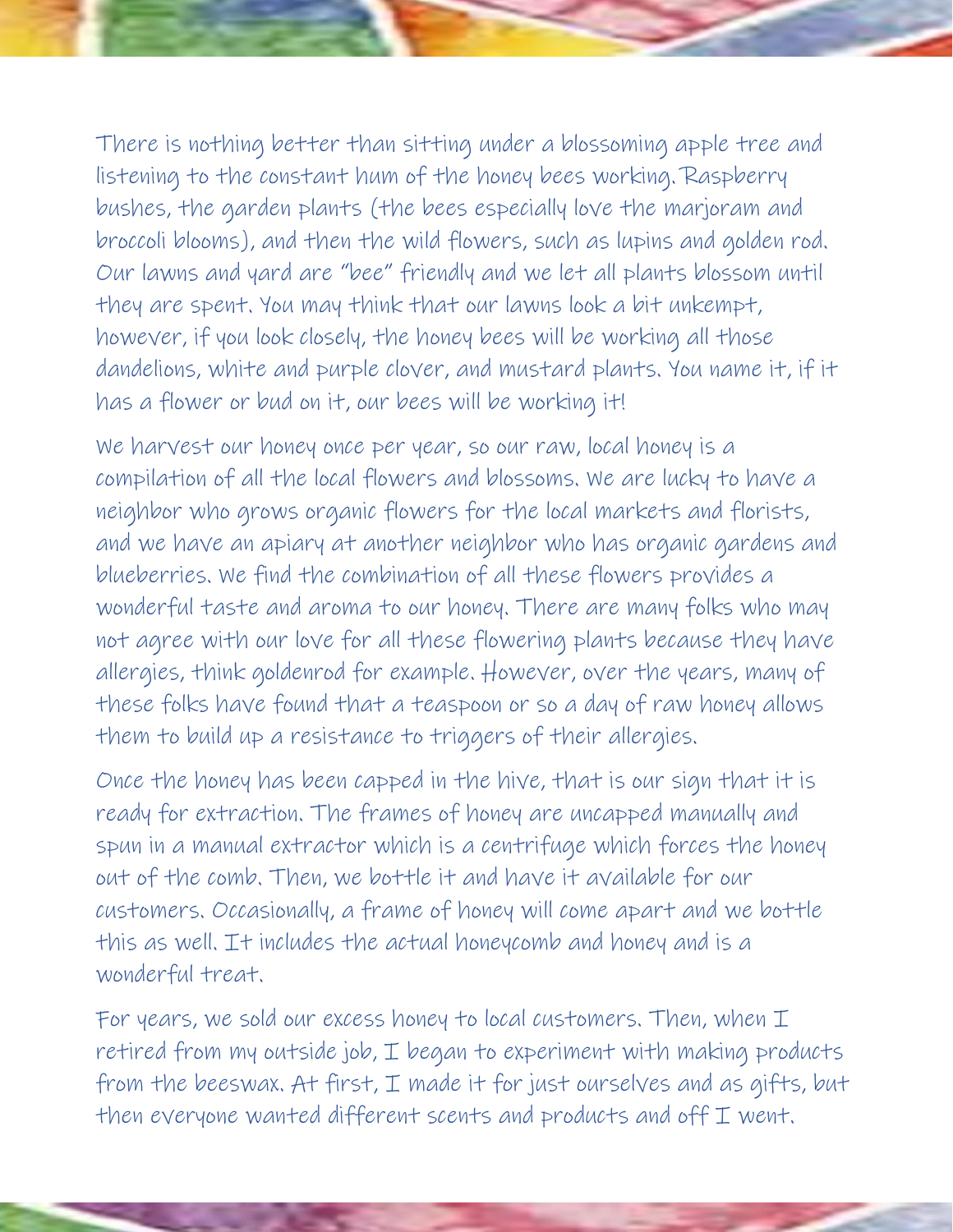There is nothing better than sitting under a blossoming apple tree and listening to the constant hum of the honey bees working. Raspberry bushes, the garden plants (the bees especially love the marjoram and broccoli blooms), and then the wild flowers, such as lupins and golden rod. Our lawns and yard are "bee" friendly and we let all plants blossom until they are spent. You may think that our lawns look a bit unkempt, however, if you look closely, the honey bees will be working all those dandelions, white and purple clover, and mustard plants. You name it, if it has a flower or bud on it, our bees will be working it!

We harvest our honey once per year, so our raw, local honey is a compilation of all the local flowers and blossoms. We are lucky to have a neighbor who grows organic flowers for the local markets and florists, and we have an apiary at another neighbor who has organic gardens and blueberries. We find the combination of all these flowers provides a wonderful taste and aroma to our honey. There are many folks who may not agree with our love for all these flowering plants because they have allergies, think goldenrod for example. However, over the years, many of these folks have found that a teaspoon or so a day of raw honey allows them to build up a resistance to triggers of their allergies.

Once the honey has been capped in the hive, that is our sign that it is ready for extraction. The frames of honey are uncapped manually and spun in a manual extractor which is a centrifuge which forces the honey out of the comb. Then, we bottle it and have it available for our customers. Occasionally, a frame of honey will come apart and we bottle this as well. It includes the actual honeycomb and honey and is a wonderful treat.

For years, we sold our excess honey to local customers. Then, when I retired from my outside job, I began to experiment with making products from the beeswax. At first, I made it for just ourselves and as gifts, but then everyone wanted different scents and products and off I went.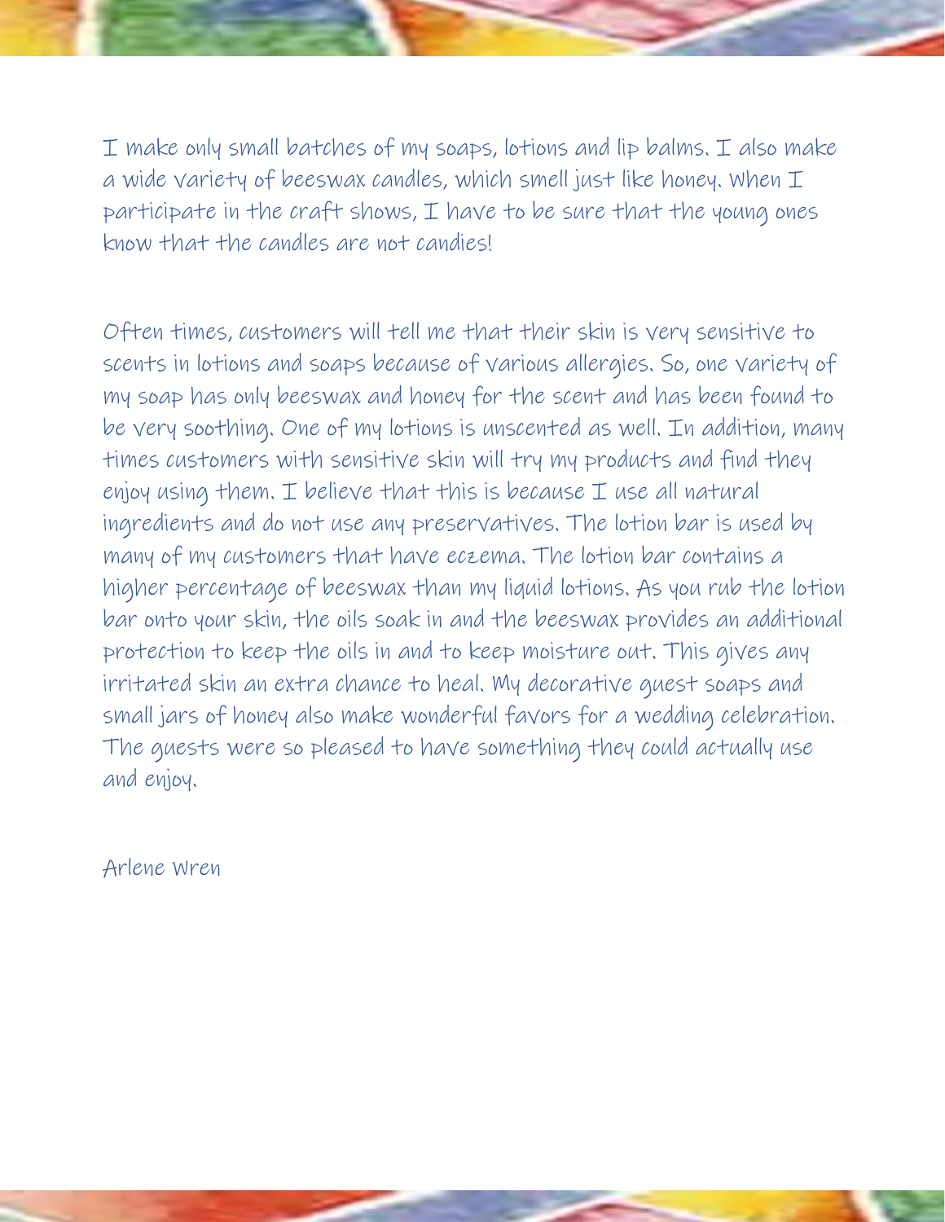I make only small batches of my soaps, lotions and lip balms. I also make a wide variety of beeswax candles, which smell just like honey. When I participate in the craft shows, I have to be sure that the young ones know that the candles are not candies!

Often times, customers will tell me that their skin is very sensitive to scents in lotions and soaps because of various allergies. So, one variety of my soap has only beeswax and honey for the scent and has been found to be very soothing. One of my lotions is unscented as well. In addition, many times customers with sensitive skin will try my products and find they enjoy using them. I believe that this is because I use all natural ingredients and do not use any preservatives. The lotion bar is used by many of my customers that have eczema. The lotion bar contains a higher percentage of beeswax than my liquid lotions. As you rub the lotion bar onto your skin, the oils soak in and the beeswax provides an additional protection to keep the oils in and to keep moisture out. This gives any irritated skin an extra chance to heal. My decorative guest soaps and small jars of honey also make wonderful favors for a wedding celebration. The guests were so pleased to have something they could actually use and enjoy.

Arlene Wren